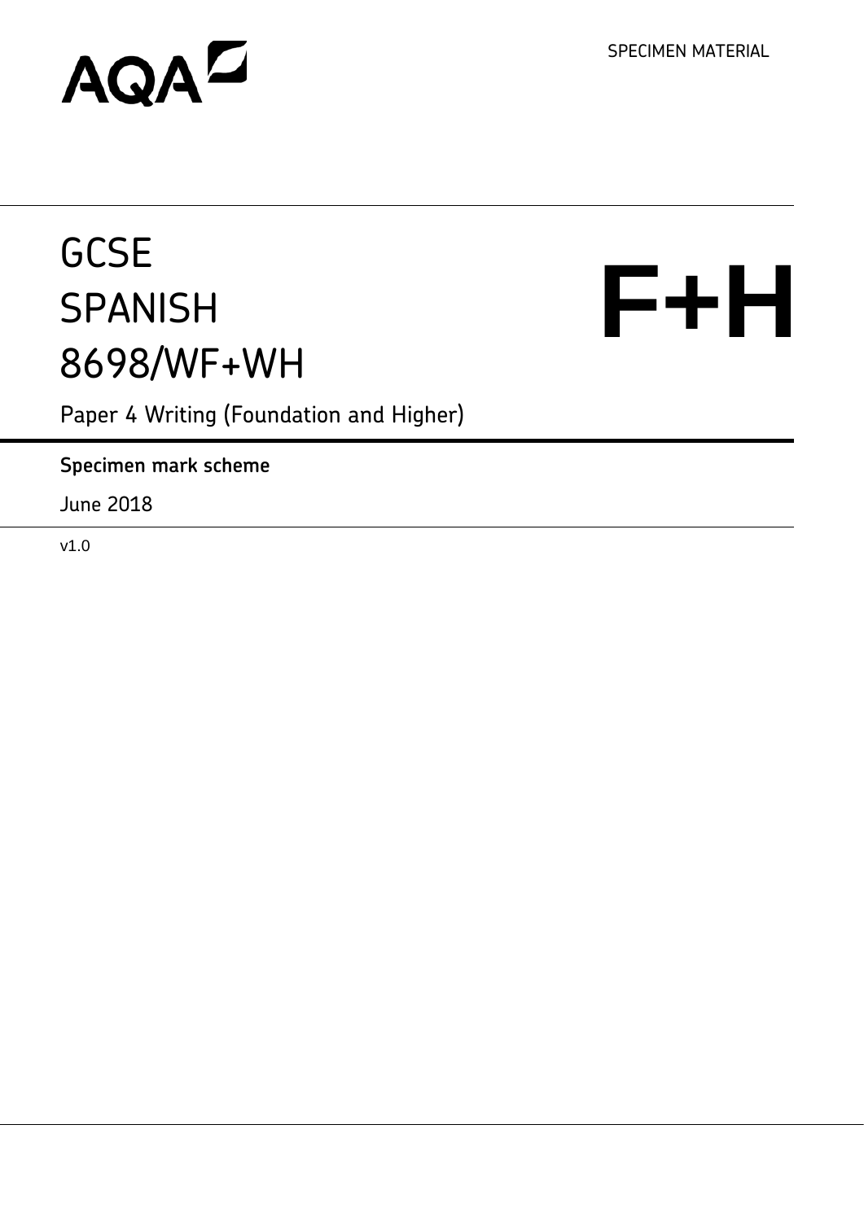AQA

SPECIMEN MATERIAL

# GCSE SPANISH 8698/WF+WH

**F+H**

Paper 4 Writing (Foundation and Higher)

**Specimen mark scheme**

June 2018

v1.0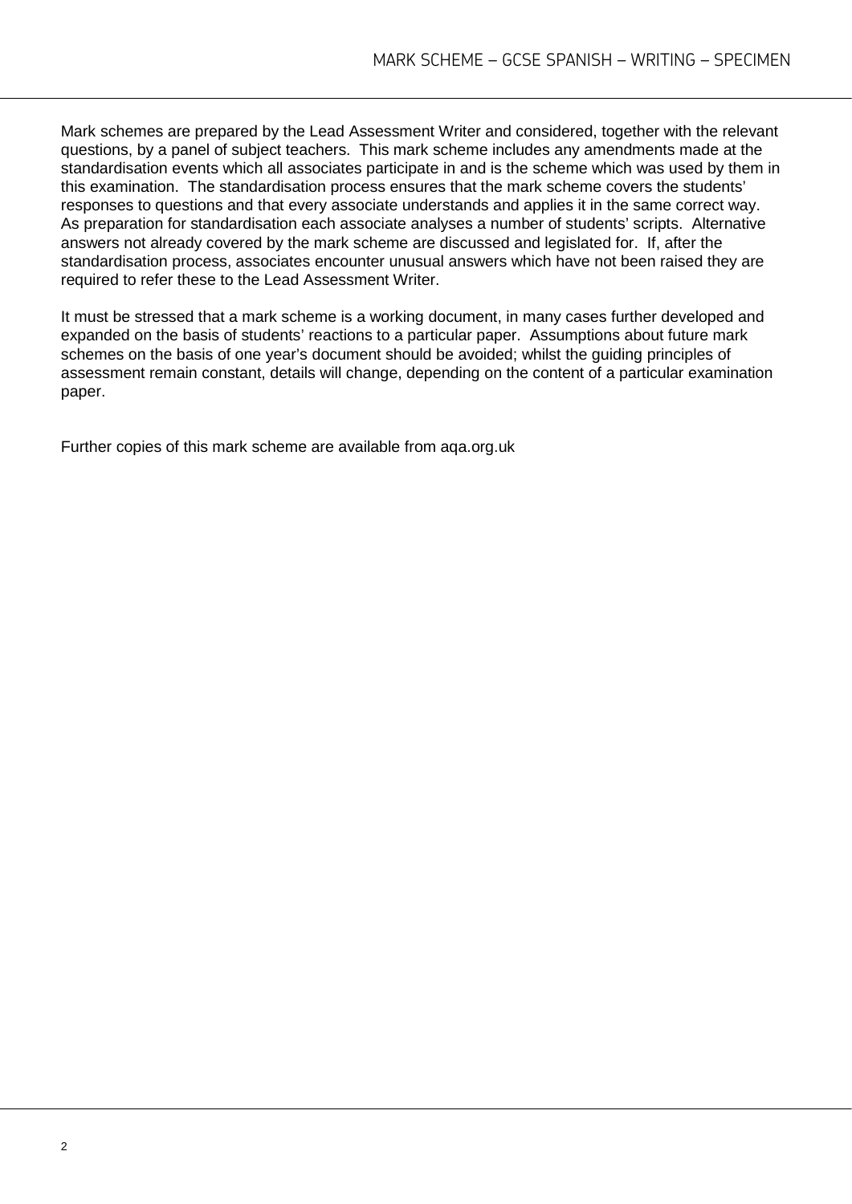Mark schemes are prepared by the Lead Assessment Writer and considered, together with the relevant questions, by a panel of subject teachers. This mark scheme includes any amendments made at the standardisation events which all associates participate in and is the scheme which was used by them in this examination. The standardisation process ensures that the mark scheme covers the students' responses to questions and that every associate understands and applies it in the same correct way. As preparation for standardisation each associate analyses a number of students' scripts. Alternative answers not already covered by the mark scheme are discussed and legislated for. If, after the standardisation process, associates encounter unusual answers which have not been raised they are required to refer these to the Lead Assessment Writer.

It must be stressed that a mark scheme is a working document, in many cases further developed and expanded on the basis of students' reactions to a particular paper. Assumptions about future mark schemes on the basis of one year's document should be avoided; whilst the guiding principles of assessment remain constant, details will change, depending on the content of a particular examination paper.

Further copies of this mark scheme are available from aqa.org.uk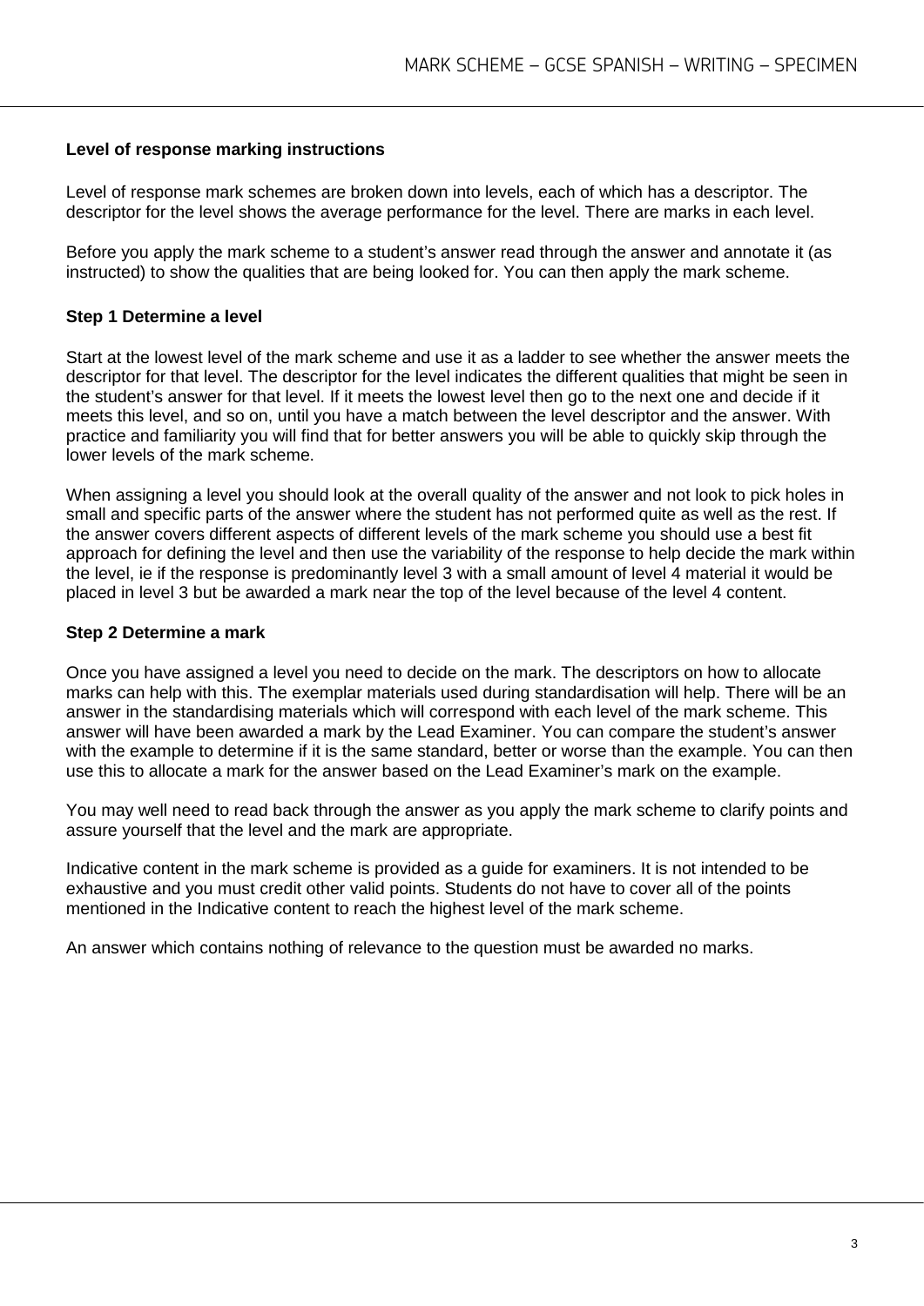## Level of response marking instructions

Level of response mark schemes are broken down into levels, each of which has a descriptor. The descriptor for the level shows the average performance for the level. There are marks in each level.

Before you apply the mark scheme to a student's answer read through the answer and annotate it (as instructed) to show the qualities that are being looked for. You can then apply the mark scheme.

### Step 1 Determine a level

Start at the lowest level of the mark scheme and use it as a ladder to see whether the answer meets the descriptor for that level. The descriptor for the level indicates the different qualities that might be seen in the student's answer for that level. If it meets the lowest level then go to the next one and decide if it meets this level, and so on, until you have a match between the level descriptor and the answer. With practice and familiarity you will find that for better answers you will be able to quickly skip through the lower levels of the mark scheme.

When assigning a level you should look at the overall quality of the answer and not look to pick holes in small and specific parts of the answer where the student has not performed quite as well as the rest. If the answer covers different aspects of different levels of the mark scheme you should use a best fit approach for defining the level and then use the variability of the response to help decide the mark within the level, ie if the response is predominantly level 3 with a small amount of level 4 material it would be placed in level 3 but be awarded a mark near the top of the level because of the level 4 content.

### Step 2 Determine a mark

Once you have assigned a level you need to decide on the mark. The descriptors on how to allocate marks can help with this. The exemplar materials used during standardisation will help. There will be an answer in the standardising materials which will correspond with each level of the mark scheme. This answer will have been awarded a mark by the Lead Examiner. You can compare the student's answer with the example to determine if it is the same standard, better or worse than the example. You can then use this to allocate a mark for the answer based on the Lead Examiner's mark on the example.

You may well need to read back through the answer as you apply the mark scheme to clarify points and assure yourself that the level and the mark are appropriate.

Indicative content in the mark scheme is provided as a guide for examiners. It is not intended to be exhaustive and you must credit other valid points. Students do not have to cover all of the points mentioned in the Indicative content to reach the highest level of the mark scheme.

An answer which contains nothing of relevance to the question must be awarded no marks.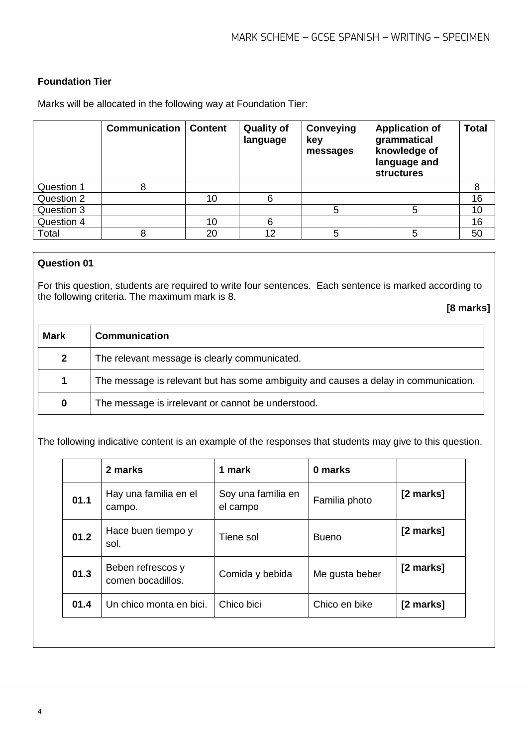### Foundation Tier

Marks will be allocated in the following way at Foundation Tier:

| | Communication | Content | Quality of language | Conveying key messages | Application of grammatical knowledge of language and structures | Total |
|---|---|---|---|---|---|---|
| Question 1 | 8 | | | | | 8 |
| Question 2 | | 10 | 6 | | | 16 |
| Question 3 | | | | 5 | 5 | 10 |
| Question 4 | | 10 | 6 | | | 16 |
| Total | 8 | 20 | 12 | 5 | 5 | 50 |

**Question 01**

For this question, students are required to write four sentences. Each sentence is marked according to the following criteria. The maximum mark is 8.

**[8 marks]**

| Mark | Communication |
|---|---|
| **2** | The relevant message is clearly communicated. |
| **1** | The message is relevant but has some ambiguity and causes a delay in communication. |
| **0** | The message is irrelevant or cannot be understood. |

The following indicative content is an example of the responses that students may give to this question.

| | 2 marks | 1 mark | 0 marks | |
|---|---|---|---|---|
| **01.1** | Hay una familia en el campo. | Soy una familia en el campo | Familia photo | **[2 marks]** |
| **01.2** | Hace buen tiempo y sol. | Tiene sol | Bueno | **[2 marks]** |
| **01.3** | Beben refrescos y comen bocadillos. | Comida y bebida | Me gusta beber | **[2 marks]** |
| **01.4** | Un chico monta en bici. | Chico bici | Chico en bike | **[2 marks]** |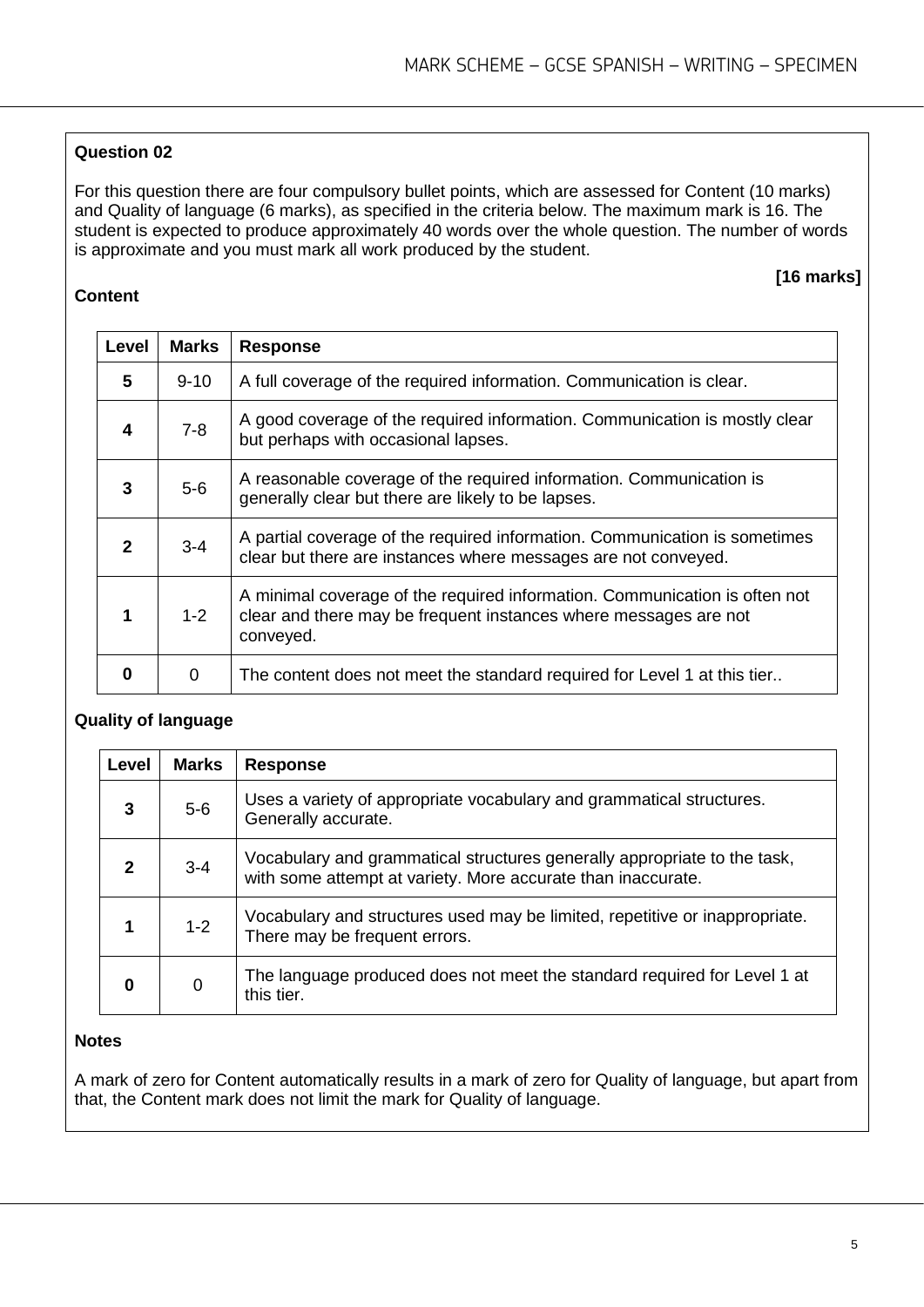**Question 02**

For this question there are four compulsory bullet points, which are assessed for Content (10 marks) and Quality of language (6 marks), as specified in the criteria below. The maximum mark is 16. The student is expected to produce approximately 40 words over the whole question. The number of words is approximate and you must mark all work produced by the student.

**[16 marks]**

**Content**

| Level | Marks | Response |
|---|---|---|
| **5** | 9-10 | A full coverage of the required information. Communication is clear. |
| **4** | 7-8 | A good coverage of the required information. Communication is mostly clear but perhaps with occasional lapses. |
| **3** | 5-6 | A reasonable coverage of the required information. Communication is generally clear but there are likely to be lapses. |
| **2** | 3-4 | A partial coverage of the required information. Communication is sometimes clear but there are instances where messages are not conveyed. |
| **1** | 1-2 | A minimal coverage of the required information. Communication is often not clear and there may be frequent instances where messages are not conveyed. |
| **0** | 0 | The content does not meet the standard required for Level 1 at this tier.. |

**Quality of language**

| Level | Marks | Response |
|---|---|---|
| **3** | 5-6 | Uses a variety of appropriate vocabulary and grammatical structures. Generally accurate. |
| **2** | 3-4 | Vocabulary and grammatical structures generally appropriate to the task, with some attempt at variety. More accurate than inaccurate. |
| **1** | 1-2 | Vocabulary and structures used may be limited, repetitive or inappropriate. There may be frequent errors. |
| **0** | 0 | The language produced does not meet the standard required for Level 1 at this tier. |

**Notes**

A mark of zero for Content automatically results in a mark of zero for Quality of language, but apart from that, the Content mark does not limit the mark for Quality of language.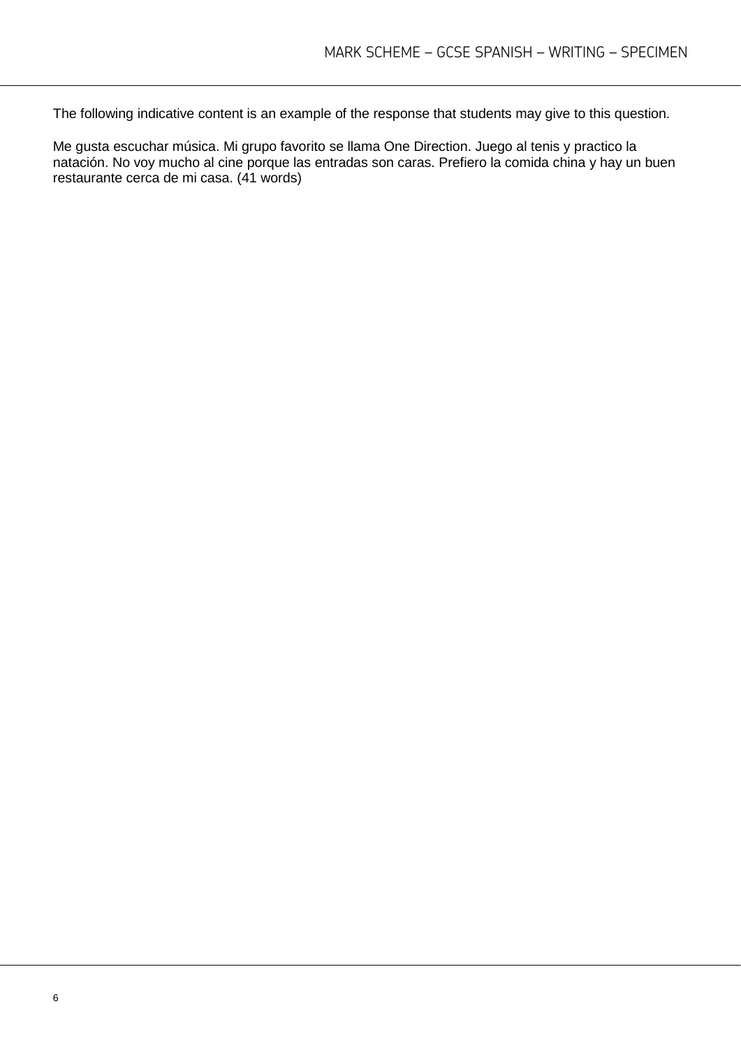The following indicative content is an example of the response that students may give to this question.

Me gusta escuchar música. Mi grupo favorito se llama One Direction. Juego al tenis y practico la natación. No voy mucho al cine porque las entradas son caras. Prefiero la comida china y hay un buen restaurante cerca de mi casa. (41 words)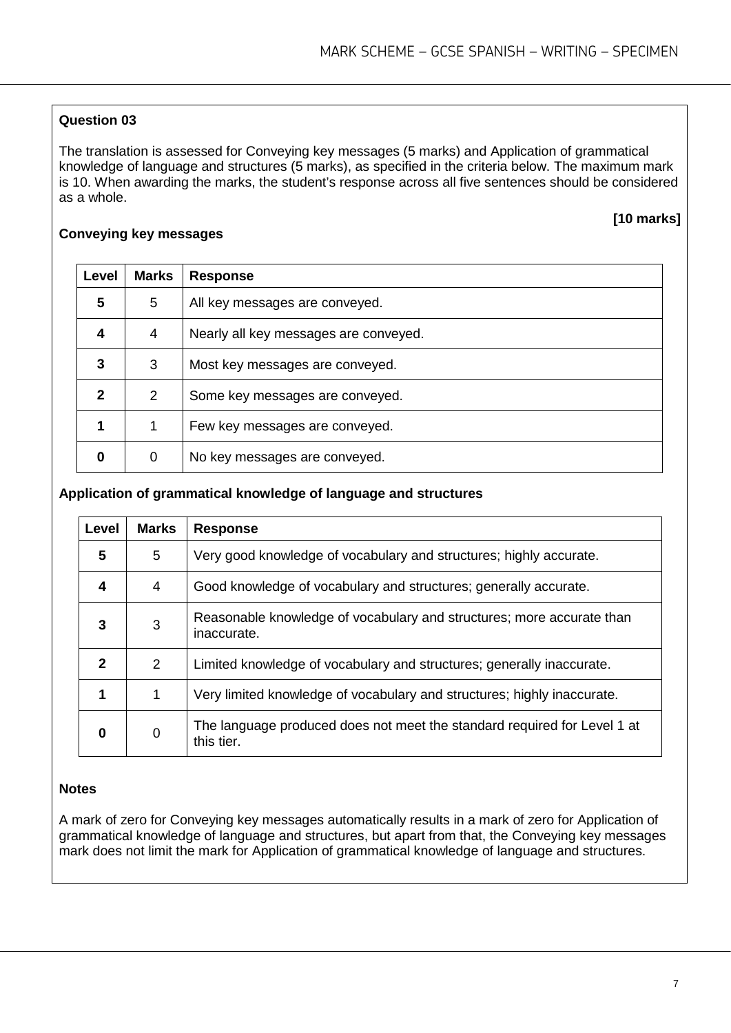**Question 03**

The translation is assessed for Conveying key messages (5 marks) and Application of grammatical knowledge of language and structures (5 marks), as specified in the criteria below. The maximum mark is 10. When awarding the marks, the student's response across all five sentences should be considered as a whole.

**[10 marks]**

**Conveying key messages**

| Level | Marks | Response |
|---|---|---|
| **5** | 5 | All key messages are conveyed. |
| **4** | 4 | Nearly all key messages are conveyed. |
| **3** | 3 | Most key messages are conveyed. |
| **2** | 2 | Some key messages are conveyed. |
| **1** | 1 | Few key messages are conveyed. |
| **0** | 0 | No key messages are conveyed. |

**Application of grammatical knowledge of language and structures**

| Level | Marks | Response |
|---|---|---|
| **5** | 5 | Very good knowledge of vocabulary and structures; highly accurate. |
| **4** | 4 | Good knowledge of vocabulary and structures; generally accurate. |
| **3** | 3 | Reasonable knowledge of vocabulary and structures; more accurate than inaccurate. |
| **2** | 2 | Limited knowledge of vocabulary and structures; generally inaccurate. |
| **1** | 1 | Very limited knowledge of vocabulary and structures; highly inaccurate. |
| **0** | 0 | The language produced does not meet the standard required for Level 1 at this tier. |

**Notes**

A mark of zero for Conveying key messages automatically results in a mark of zero for Application of grammatical knowledge of language and structures, but apart from that, the Conveying key messages mark does not limit the mark for Application of grammatical knowledge of language and structures.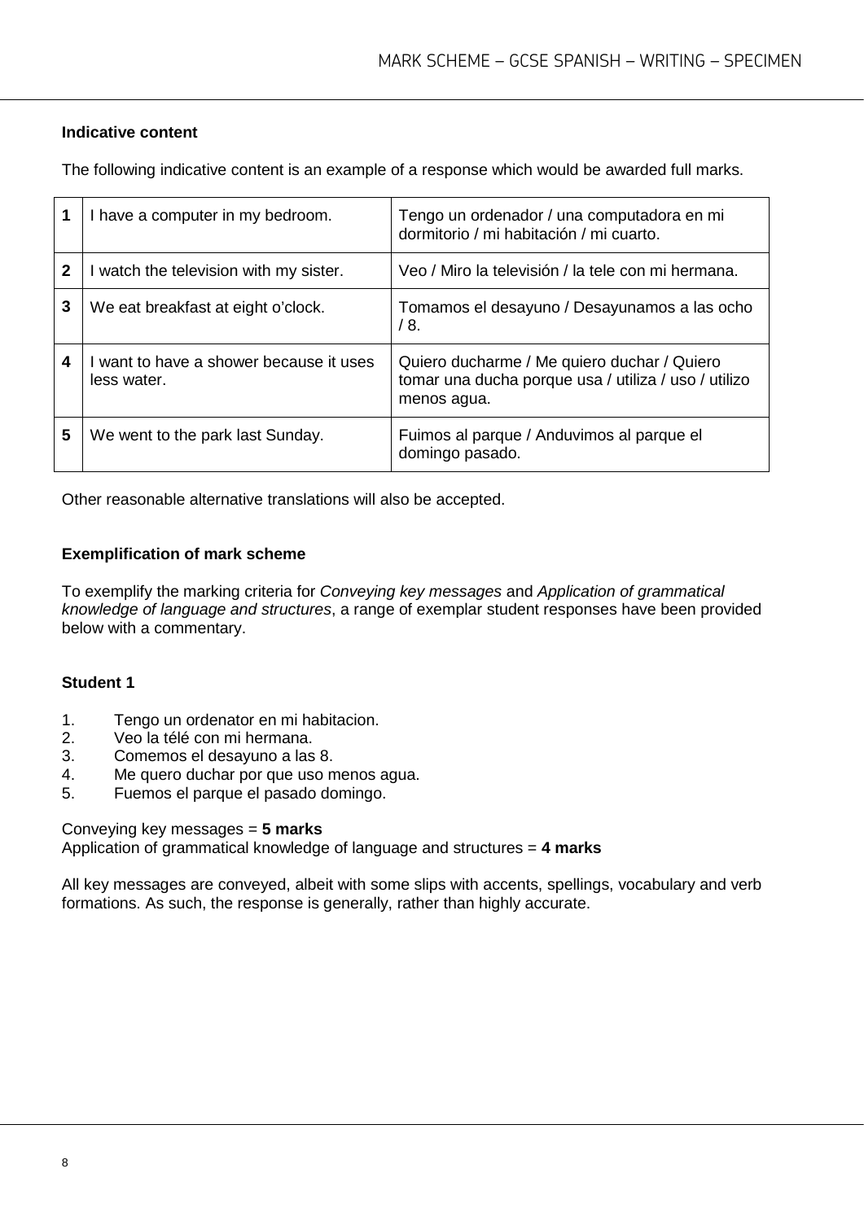**Indicative content**

The following indicative content is an example of a response which would be awarded full marks.

| | | |
|---|---|---|
| **1** | I have a computer in my bedroom. | Tengo un ordenador / una computadora en mi dormitorio / mi habitación / mi cuarto. |
| **2** | I watch the television with my sister. | Veo / Miro la televisión / la tele con mi hermana. |
| **3** | We eat breakfast at eight o'clock. | Tomamos el desayuno / Desayunamos a las ocho / 8. |
| **4** | I want to have a shower because it uses less water. | Quiero ducharme / Me quiero duchar / Quiero tomar una ducha porque usa / utiliza / uso / utilizo menos agua. |
| **5** | We went to the park last Sunday. | Fuimos al parque / Anduvimos al parque el domingo pasado. |

Other reasonable alternative translations will also be accepted.

**Exemplification of mark scheme**

To exemplify the marking criteria for *Conveying key messages* and *Application of grammatical knowledge of language and structures*, a range of exemplar student responses have been provided below with a commentary.

**Student 1**

1. Tengo un ordenator en mi habitacion.
2. Veo la télé con mi hermana.
3. Comemos el desayuno a las 8.
4. Me quero duchar por que uso menos agua.
5. Fuemos el parque el pasado domingo.

Conveying key messages = **5 marks**
Application of grammatical knowledge of language and structures = **4 marks**

All key messages are conveyed, albeit with some slips with accents, spellings, vocabulary and verb formations. As such, the response is generally, rather than highly accurate.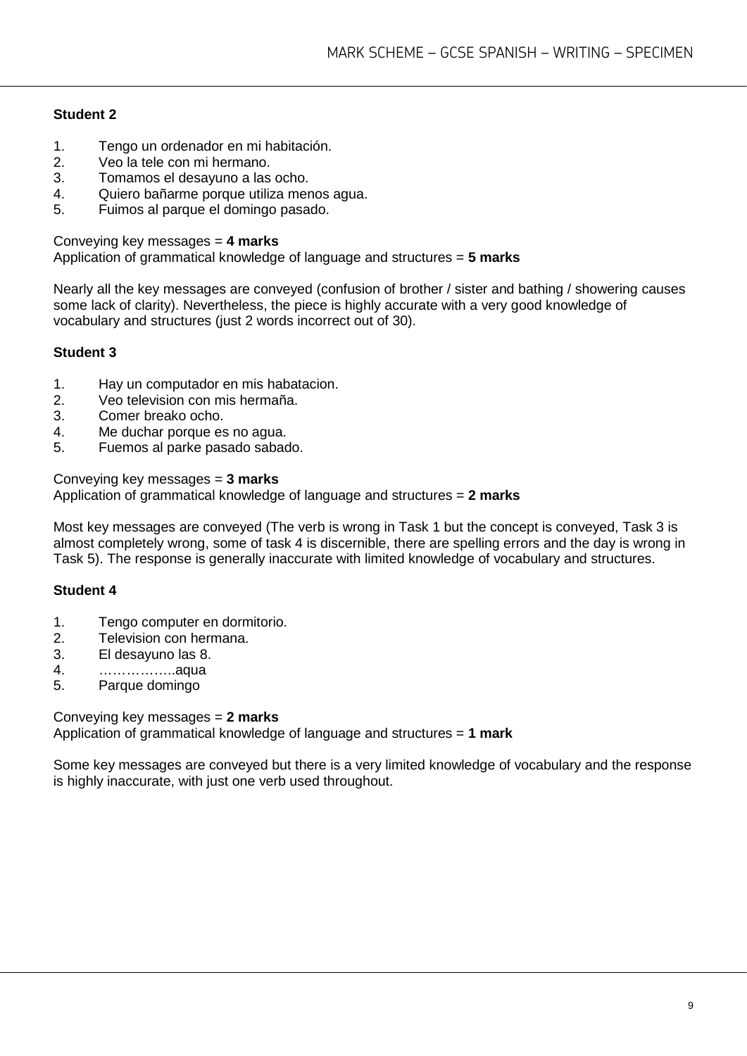**Student 2**

1. Tengo un ordenador en mi habitación.
2. Veo la tele con mi hermano.
3. Tomamos el desayuno a las ocho.
4. Quiero bañarme porque utiliza menos agua.
5. Fuimos al parque el domingo pasado.

Conveying key messages = **4 marks**
Application of grammatical knowledge of language and structures = **5 marks**

Nearly all the key messages are conveyed (confusion of brother / sister and bathing / showering causes some lack of clarity). Nevertheless, the piece is highly accurate with a very good knowledge of vocabulary and structures (just 2 words incorrect out of 30).

**Student 3**

1. Hay un computador en mis habatacion.
2. Veo television con mis hermaña.
3. Comer breako ocho.
4. Me duchar porque es no agua.
5. Fuemos al parke pasado sabado.

Conveying key messages = **3 marks**
Application of grammatical knowledge of language and structures = **2 marks**

Most key messages are conveyed (The verb is wrong in Task 1 but the concept is conveyed, Task 3 is almost completely wrong, some of task 4 is discernible, there are spelling errors and the day is wrong in Task 5). The response is generally inaccurate with limited knowledge of vocabulary and structures.

**Student 4**

1. Tengo computer en dormitorio.
2. Television con hermana.
3. El desayuno las 8.
4. ……………..aqua
5. Parque domingo

Conveying key messages = **2 marks**
Application of grammatical knowledge of language and structures = **1 mark**

Some key messages are conveyed but there is a very limited knowledge of vocabulary and the response is highly inaccurate, with just one verb used throughout.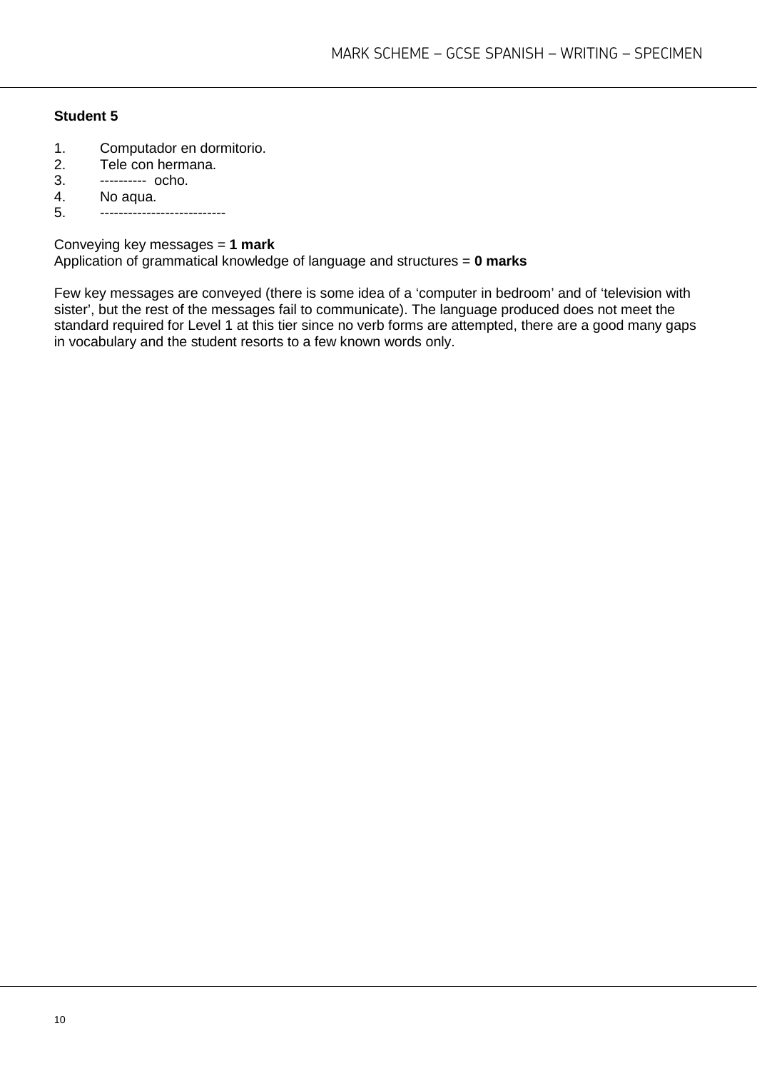**Student 5**

1. Computador en dormitorio.
2. Tele con hermana.
3. ---------- ocho.
4. No aqua.
5. --------------------------

Conveying key messages = **1 mark**
Application of grammatical knowledge of language and structures = **0 marks**

Few key messages are conveyed (there is some idea of a 'computer in bedroom' and of 'television with sister', but the rest of the messages fail to communicate). The language produced does not meet the standard required for Level 1 at this tier since no verb forms are attempted, there are a good many gaps in vocabulary and the student resorts to a few known words only.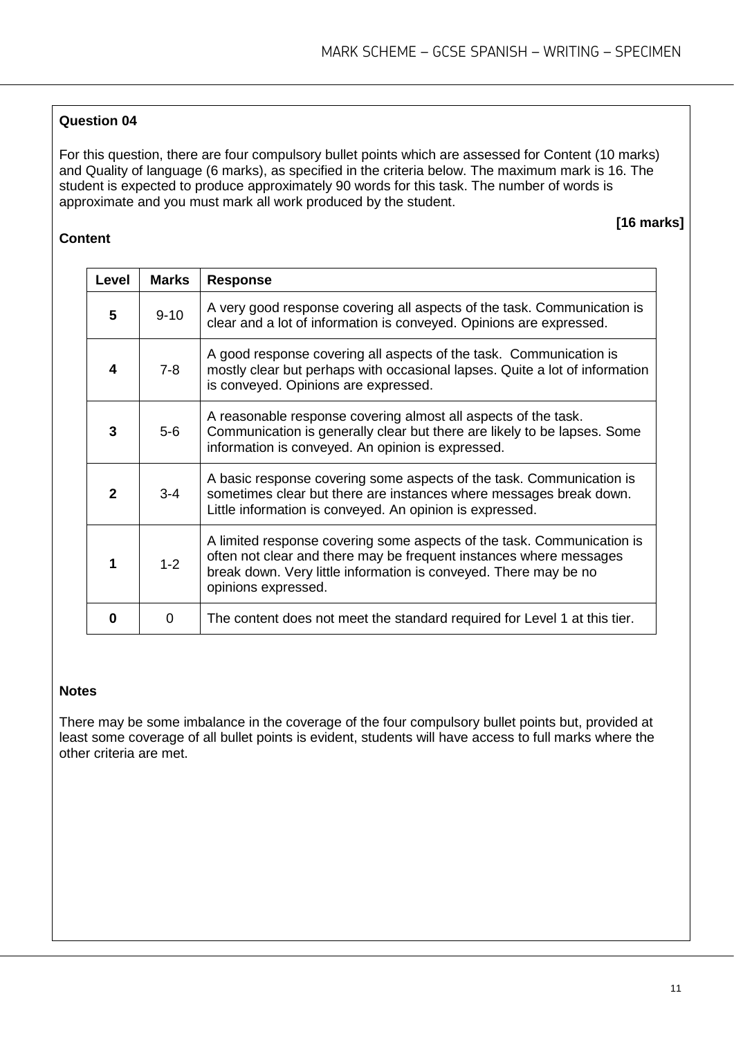**Question 04**

For this question, there are four compulsory bullet points which are assessed for Content (10 marks) and Quality of language (6 marks), as specified in the criteria below. The maximum mark is 16. The student is expected to produce approximately 90 words for this task. The number of words is approximate and you must mark all work produced by the student.

**[16 marks]**

**Content**

| Level | Marks | Response |
|---|---|---|
| **5** | 9-10 | A very good response covering all aspects of the task. Communication is clear and a lot of information is conveyed. Opinions are expressed. |
| **4** | 7-8 | A good response covering all aspects of the task. Communication is mostly clear but perhaps with occasional lapses. Quite a lot of information is conveyed. Opinions are expressed. |
| **3** | 5-6 | A reasonable response covering almost all aspects of the task. Communication is generally clear but there are likely to be lapses. Some information is conveyed. An opinion is expressed. |
| **2** | 3-4 | A basic response covering some aspects of the task. Communication is sometimes clear but there are instances where messages break down. Little information is conveyed. An opinion is expressed. |
| **1** | 1-2 | A limited response covering some aspects of the task. Communication is often not clear and there may be frequent instances where messages break down. Very little information is conveyed. There may be no opinions expressed. |
| **0** | 0 | The content does not meet the standard required for Level 1 at this tier. |

**Notes**

There may be some imbalance in the coverage of the four compulsory bullet points but, provided at least some coverage of all bullet points is evident, students will have access to full marks where the other criteria are met.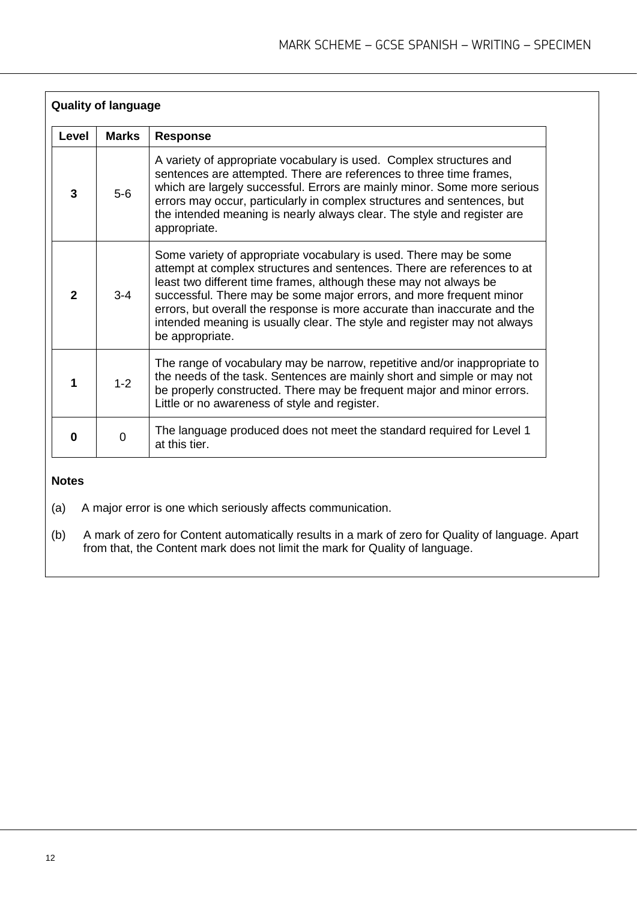**Quality of language**

| Level | Marks | Response |
|---|---|---|
| **3** | 5-6 | A variety of appropriate vocabulary is used. Complex structures and sentences are attempted. There are references to three time frames, which are largely successful. Errors are mainly minor. Some more serious errors may occur, particularly in complex structures and sentences, but the intended meaning is nearly always clear. The style and register are appropriate. |
| **2** | 3-4 | Some variety of appropriate vocabulary is used. There may be some attempt at complex structures and sentences. There are references to at least two different time frames, although these may not always be successful. There may be some major errors, and more frequent minor errors, but overall the response is more accurate than inaccurate and the intended meaning is usually clear. The style and register may not always be appropriate. |
| **1** | 1-2 | The range of vocabulary may be narrow, repetitive and/or inappropriate to the needs of the task. Sentences are mainly short and simple or may not be properly constructed. There may be frequent major and minor errors. Little or no awareness of style and register. |
| **0** | 0 | The language produced does not meet the standard required for Level 1 at this tier. |

**Notes**

(a) A major error is one which seriously affects communication.

(b) A mark of zero for Content automatically results in a mark of zero for Quality of language. Apart from that, the Content mark does not limit the mark for Quality of language.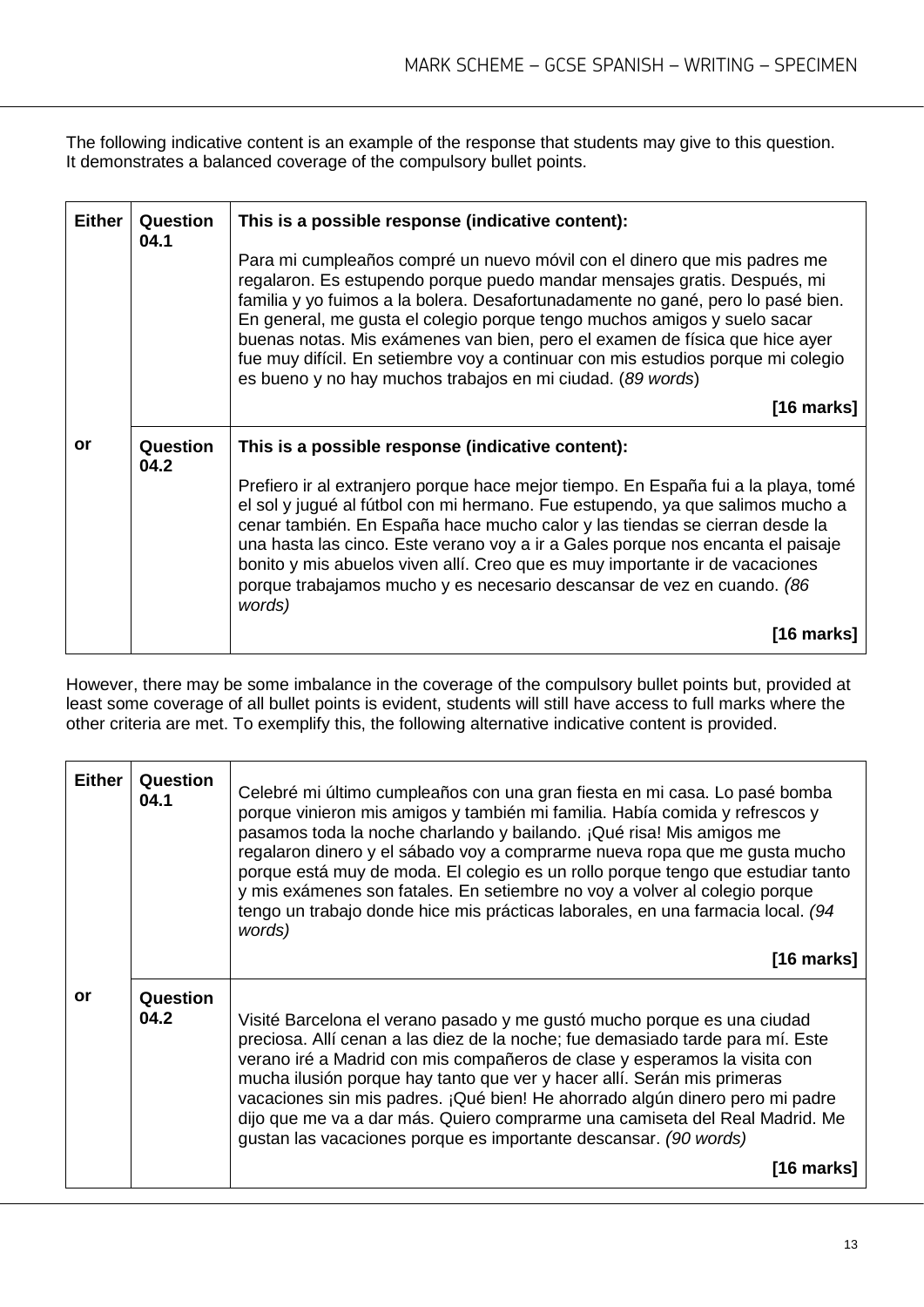The following indicative content is an example of the response that students may give to this question. It demonstrates a balanced coverage of the compulsory bullet points.

| Either | Question 04.1 | **This is a possible response (indicative content):**<br><br>Para mi cumpleaños compré un nuevo móvil con el dinero que mis padres me regalaron. Es estupendo porque puedo mandar mensajes gratis. Después, mi familia y yo fuimos a la bolera. Desafortunadamente no gané, pero lo pasé bien. En general, me gusta el colegio porque tengo muchos amigos y suelo sacar buenas notas. Mis exámenes van bien, pero el examen de física que hice ayer fue muy difícil. En setiembre voy a continuar con mis estudios porque mi colegio es bueno y no hay muchos trabajos en mi ciudad. (*89 words*)<br><br>**[16 marks]** |
|---|---|---|
| or | Question 04.2 | **This is a possible response (indicative content):**<br><br>Prefiero ir al extranjero porque hace mejor tiempo. En España fui a la playa, tomé el sol y jugué al fútbol con mi hermano. Fue estupendo, ya que salimos mucho a cenar también. En España hace mucho calor y las tiendas se cierran desde la una hasta las cinco. Este verano voy a ir a Gales porque nos encanta el paisaje bonito y mis abuelos viven allí. Creo que es muy importante ir de vacaciones porque trabajamos mucho y es necesario descansar de vez en cuando. *(86 words)*<br><br>**[16 marks]** |

However, there may be some imbalance in the coverage of the compulsory bullet points but, provided at least some coverage of all bullet points is evident, students will still have access to full marks where the other criteria are met. To exemplify this, the following alternative indicative content is provided.

| Either | Question 04.1 | Celebré mi último cumpleaños con una gran fiesta en mi casa. Lo pasé bomba porque vinieron mis amigos y también mi familia. Había comida y refrescos y pasamos toda la noche charlando y bailando. ¡Qué risa! Mis amigos me regalaron dinero y el sábado voy a comprarme nueva ropa que me gusta mucho porque está muy de moda. El colegio es un rollo porque tengo que estudiar tanto y mis exámenes son fatales. En setiembre no voy a volver al colegio porque tengo un trabajo donde hice mis prácticas laborales, en una farmacia local. *(94 words)*<br><br>**[16 marks]** |
|---|---|---|
| or | Question 04.2 | Visité Barcelona el verano pasado y me gustó mucho porque es una ciudad preciosa. Allí cenan a las diez de la noche; fue demasiado tarde para mí. Este verano iré a Madrid con mis compañeros de clase y esperamos la visita con mucha ilusión porque hay tanto que ver y hacer allí. Serán mis primeras vacaciones sin mis padres. ¡Qué bien! He ahorrado algún dinero pero mi padre dijo que me va a dar más. Quiero comprarme una camiseta del Real Madrid. Me gustan las vacaciones porque es importante descansar. *(90 words)*<br><br>**[16 marks]** |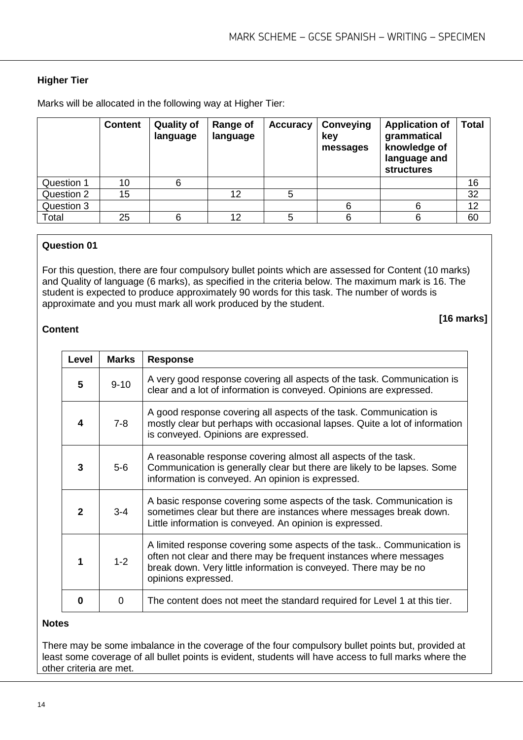### Higher Tier

Marks will be allocated in the following way at Higher Tier:

| | Content | Quality of language | Range of language | Accuracy | Conveying key messages | Application of grammatical knowledge of language and structures | Total |
|---|---|---|---|---|---|---|---|
| Question 1 | 10 | 6 | | | | | 16 |
| Question 2 | 15 | | 12 | 5 | | | 32 |
| Question 3 | | | | | 6 | 6 | 12 |
| Total | 25 | 6 | 12 | 5 | 6 | 6 | 60 |

### Question 01

For this question, there are four compulsory bullet points which are assessed for Content (10 marks) and Quality of language (6 marks), as specified in the criteria below. The maximum mark is 16. The student is expected to produce approximately 90 words for this task. The number of words is approximate and you must mark all work produced by the student.

**[16 marks]**

**Content**

| Level | Marks | Response |
|---|---|---|
| **5** | 9-10 | A very good response covering all aspects of the task. Communication is clear and a lot of information is conveyed. Opinions are expressed. |
| **4** | 7-8 | A good response covering all aspects of the task. Communication is mostly clear but perhaps with occasional lapses. Quite a lot of information is conveyed. Opinions are expressed. |
| **3** | 5-6 | A reasonable response covering almost all aspects of the task. Communication is generally clear but there are likely to be lapses. Some information is conveyed. An opinion is expressed. |
| **2** | 3-4 | A basic response covering some aspects of the task. Communication is sometimes clear but there are instances where messages break down. Little information is conveyed. An opinion is expressed. |
| **1** | 1-2 | A limited response covering some aspects of the task.. Communication is often not clear and there may be frequent instances where messages break down. Very little information is conveyed. There may be no opinions expressed. |
| **0** | 0 | The content does not meet the standard required for Level 1 at this tier. |

**Notes**

There may be some imbalance in the coverage of the four compulsory bullet points but, provided at least some coverage of all bullet points is evident, students will have access to full marks where the other criteria are met.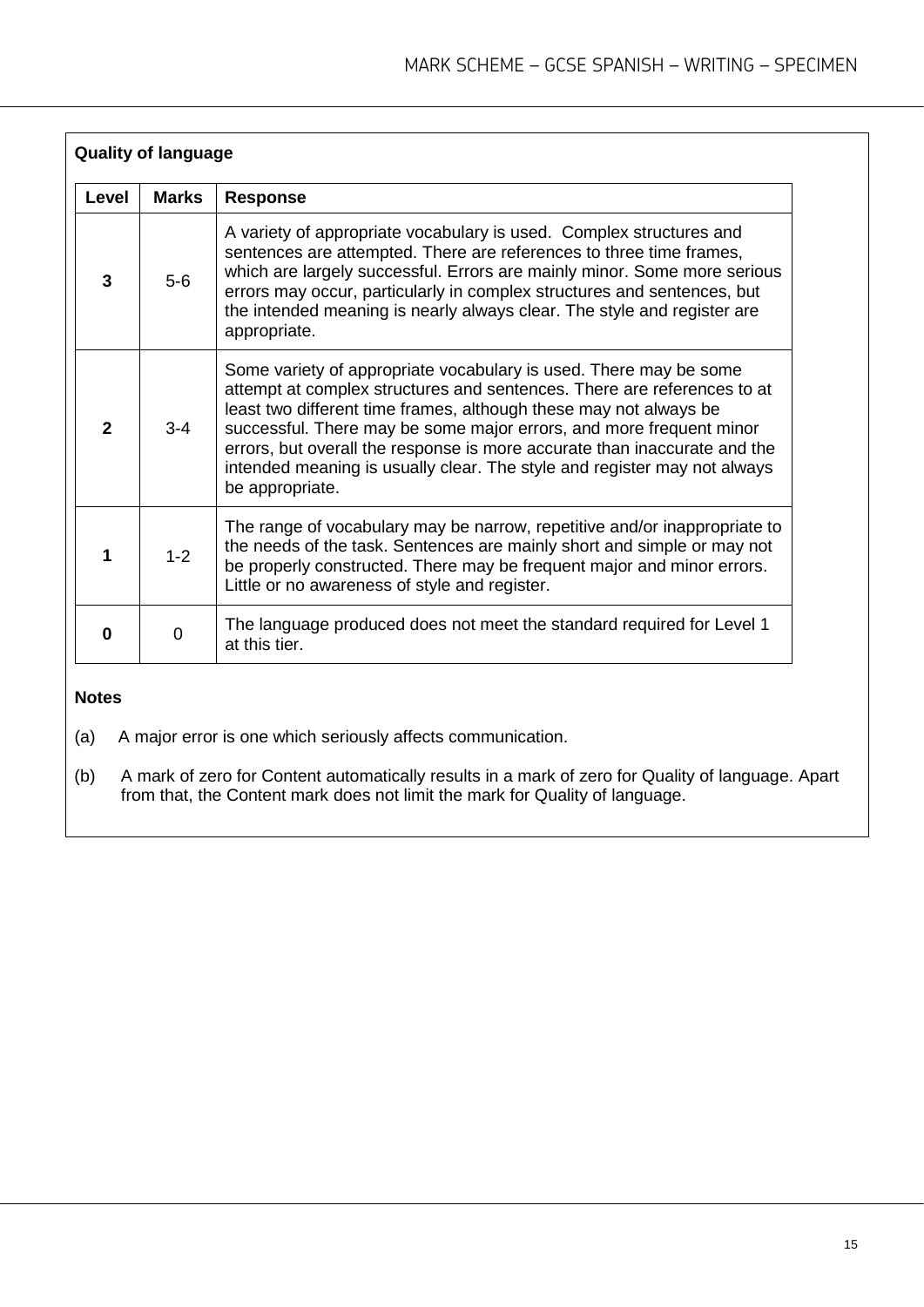**Quality of language**

| Level | Marks | Response |
|---|---|---|
| **3** | 5-6 | A variety of appropriate vocabulary is used. Complex structures and sentences are attempted. There are references to three time frames, which are largely successful. Errors are mainly minor. Some more serious errors may occur, particularly in complex structures and sentences, but the intended meaning is nearly always clear. The style and register are appropriate. |
| **2** | 3-4 | Some variety of appropriate vocabulary is used. There may be some attempt at complex structures and sentences. There are references to at least two different time frames, although these may not always be successful. There may be some major errors, and more frequent minor errors, but overall the response is more accurate than inaccurate and the intended meaning is usually clear. The style and register may not always be appropriate. |
| **1** | 1-2 | The range of vocabulary may be narrow, repetitive and/or inappropriate to the needs of the task. Sentences are mainly short and simple or may not be properly constructed. There may be frequent major and minor errors. Little or no awareness of style and register. |
| **0** | 0 | The language produced does not meet the standard required for Level 1 at this tier. |

**Notes**

(a) A major error is one which seriously affects communication.

(b) A mark of zero for Content automatically results in a mark of zero for Quality of language. Apart from that, the Content mark does not limit the mark for Quality of language.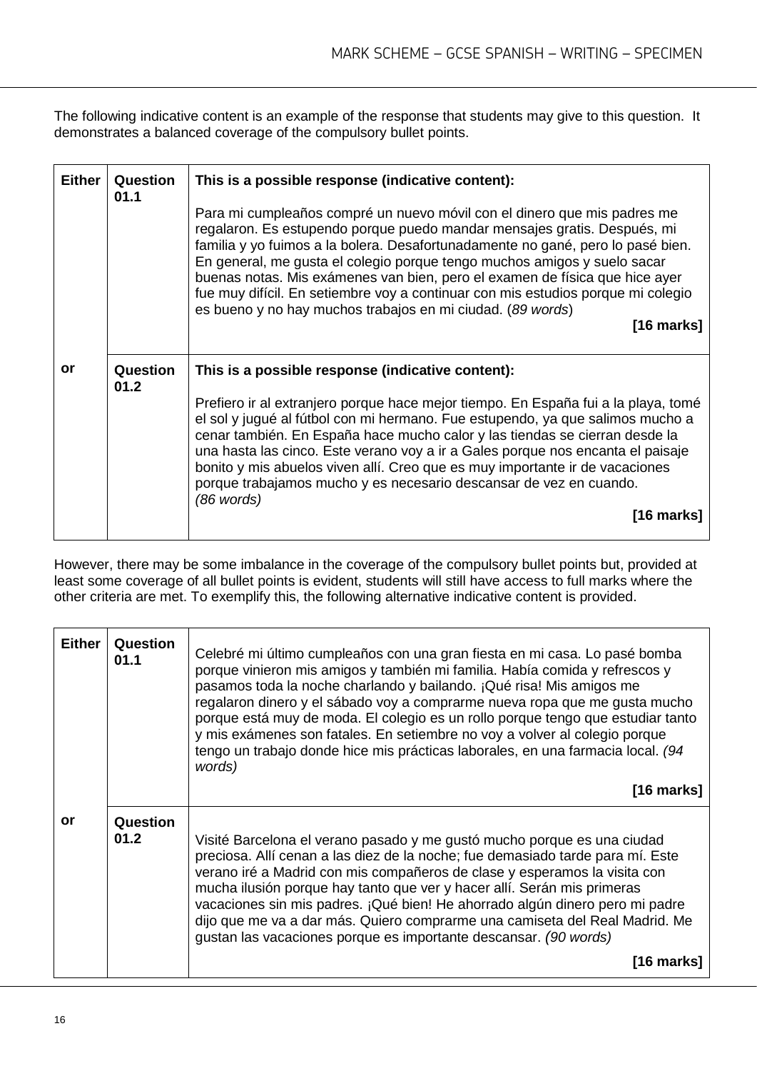The following indicative content is an example of the response that students may give to this question. It demonstrates a balanced coverage of the compulsory bullet points.

| | | |
|---|---|---|
| **Either** | **Question 01.1** | **This is a possible response (indicative content):**<br><br>Para mi cumpleaños compré un nuevo móvil con el dinero que mis padres me regalaron. Es estupendo porque puedo mandar mensajes gratis. Después, mi familia y yo fuimos a la bolera. Desafortunadamente no gané, pero lo pasé bien. En general, me gusta el colegio porque tengo muchos amigos y suelo sacar buenas notas. Mis exámenes van bien, pero el examen de física que hice ayer fue muy difícil. En setiembre voy a continuar con mis estudios porque mi colegio es bueno y no hay muchos trabajos en mi ciudad. (*89 words*)<br><br>**[16 marks]** |
| **or** | **Question 01.2** | **This is a possible response (indicative content):**<br><br>Prefiero ir al extranjero porque hace mejor tiempo. En España fui a la playa, tomé el sol y jugué al fútbol con mi hermano. Fue estupendo, ya que salimos mucho a cenar también. En España hace mucho calor y las tiendas se cierran desde la una hasta las cinco. Este verano voy a ir a Gales porque nos encanta el paisaje bonito y mis abuelos viven allí. Creo que es muy importante ir de vacaciones porque trabajamos mucho y es necesario descansar de vez en cuando.<br>*(86 words)*<br><br>**[16 marks]** |

However, there may be some imbalance in the coverage of the compulsory bullet points but, provided at least some coverage of all bullet points is evident, students will still have access to full marks where the other criteria are met. To exemplify this, the following alternative indicative content is provided.

| | | |
|---|---|---|
| **Either** | **Question 01.1** | Celebré mi último cumpleaños con una gran fiesta en mi casa. Lo pasé bomba porque vinieron mis amigos y también mi familia. Había comida y refrescos y pasamos toda la noche charlando y bailando. ¡Qué risa! Mis amigos me regalaron dinero y el sábado voy a comprarme nueva ropa que me gusta mucho porque está muy de moda. El colegio es un rollo porque tengo que estudiar tanto y mis exámenes son fatales. En setiembre no voy a volver al colegio porque tengo un trabajo donde hice mis prácticas laborales, en una farmacia local. *(94 words)*<br><br>**[16 marks]** |
| **or** | **Question 01.2** | Visité Barcelona el verano pasado y me gustó mucho porque es una ciudad preciosa. Allí cenan a las diez de la noche; fue demasiado tarde para mí. Este verano iré a Madrid con mis compañeros de clase y esperamos la visita con mucha ilusión porque hay tanto que ver y hacer allí. Serán mis primeras vacaciones sin mis padres. ¡Qué bien! He ahorrado algún dinero pero mi padre dijo que me va a dar más. Quiero comprarme una camiseta del Real Madrid. Me gustan las vacaciones porque es importante descansar. *(90 words)*<br><br>**[16 marks]** |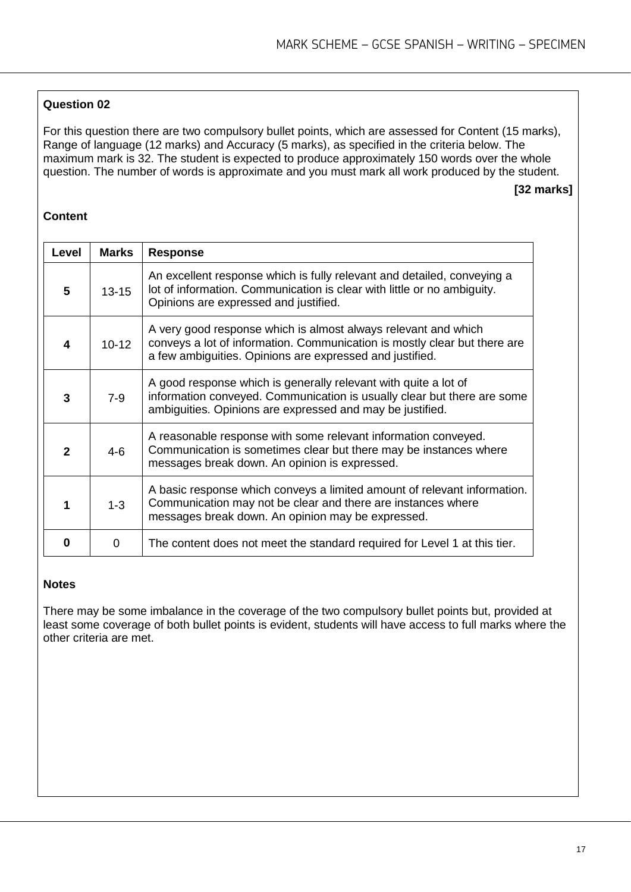**Question 02**

For this question there are two compulsory bullet points, which are assessed for Content (15 marks), Range of language (12 marks) and Accuracy (5 marks), as specified in the criteria below. The maximum mark is 32. The student is expected to produce approximately 150 words over the whole question. The number of words is approximate and you must mark all work produced by the student.

**[32 marks]**

**Content**

| Level | Marks | Response |
|---|---|---|
| **5** | 13-15 | An excellent response which is fully relevant and detailed, conveying a lot of information. Communication is clear with little or no ambiguity. Opinions are expressed and justified. |
| **4** | 10-12 | A very good response which is almost always relevant and which conveys a lot of information. Communication is mostly clear but there are a few ambiguities. Opinions are expressed and justified. |
| **3** | 7-9 | A good response which is generally relevant with quite a lot of information conveyed. Communication is usually clear but there are some ambiguities. Opinions are expressed and may be justified. |
| **2** | 4-6 | A reasonable response with some relevant information conveyed. Communication is sometimes clear but there may be instances where messages break down. An opinion is expressed. |
| **1** | 1-3 | A basic response which conveys a limited amount of relevant information. Communication may not be clear and there are instances where messages break down. An opinion may be expressed. |
| **0** | 0 | The content does not meet the standard required for Level 1 at this tier. |

**Notes**

There may be some imbalance in the coverage of the two compulsory bullet points but, provided at least some coverage of both bullet points is evident, students will have access to full marks where the other criteria are met.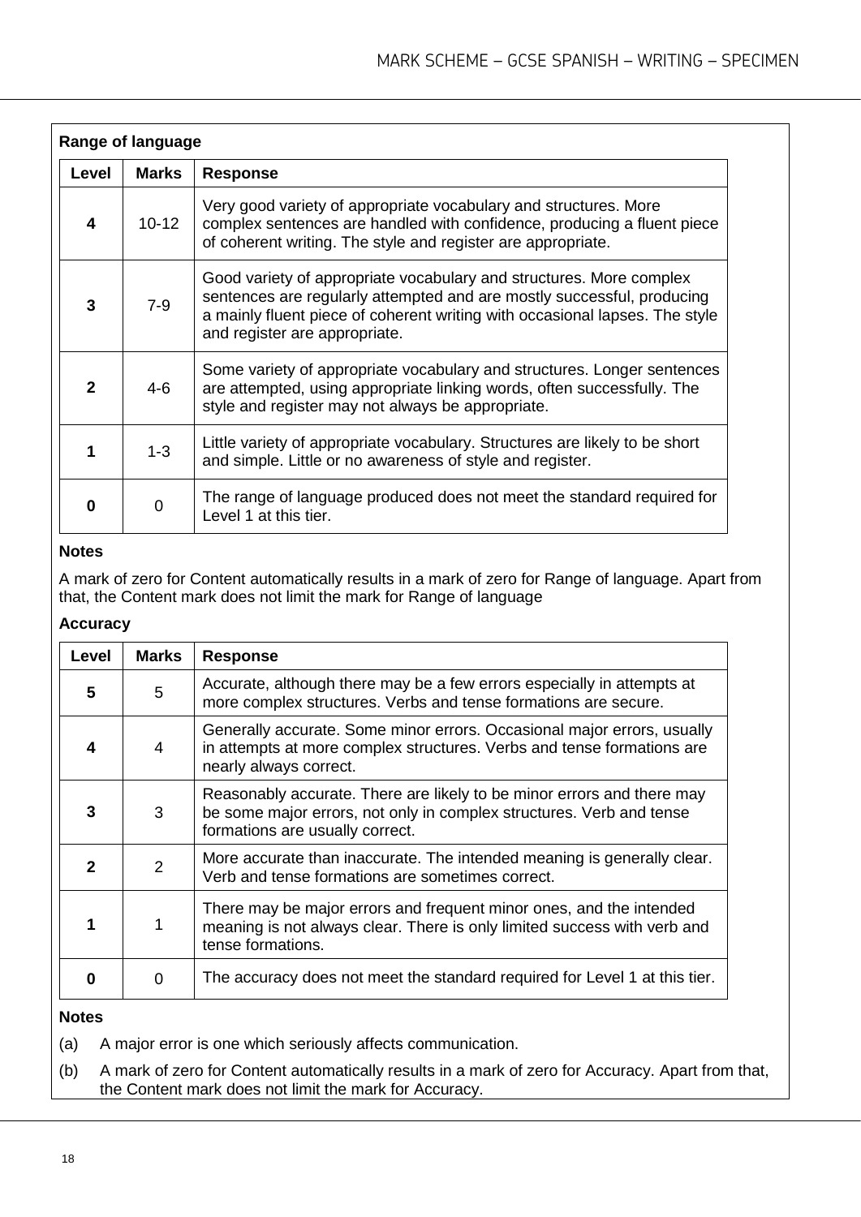**Range of language**

| Level | Marks | Response |
|---|---|---|
| **4** | 10-12 | Very good variety of appropriate vocabulary and structures. More complex sentences are handled with confidence, producing a fluent piece of coherent writing. The style and register are appropriate. |
| **3** | 7-9 | Good variety of appropriate vocabulary and structures. More complex sentences are regularly attempted and are mostly successful, producing a mainly fluent piece of coherent writing with occasional lapses. The style and register are appropriate. |
| **2** | 4-6 | Some variety of appropriate vocabulary and structures. Longer sentences are attempted, using appropriate linking words, often successfully. The style and register may not always be appropriate. |
| **1** | 1-3 | Little variety of appropriate vocabulary. Structures are likely to be short and simple. Little or no awareness of style and register. |
| **0** | 0 | The range of language produced does not meet the standard required for Level 1 at this tier. |

**Notes**

A mark of zero for Content automatically results in a mark of zero for Range of language. Apart from that, the Content mark does not limit the mark for Range of language

**Accuracy**

| Level | Marks | Response |
|---|---|---|
| **5** | 5 | Accurate, although there may be a few errors especially in attempts at more complex structures. Verbs and tense formations are secure. |
| **4** | 4 | Generally accurate. Some minor errors. Occasional major errors, usually in attempts at more complex structures. Verbs and tense formations are nearly always correct. |
| **3** | 3 | Reasonably accurate. There are likely to be minor errors and there may be some major errors, not only in complex structures. Verb and tense formations are usually correct. |
| **2** | 2 | More accurate than inaccurate. The intended meaning is generally clear. Verb and tense formations are sometimes correct. |
| **1** | 1 | There may be major errors and frequent minor ones, and the intended meaning is not always clear. There is only limited success with verb and tense formations. |
| **0** | 0 | The accuracy does not meet the standard required for Level 1 at this tier. |

**Notes**

(a) A major error is one which seriously affects communication.

(b) A mark of zero for Content automatically results in a mark of zero for Accuracy. Apart from that, the Content mark does not limit the mark for Accuracy.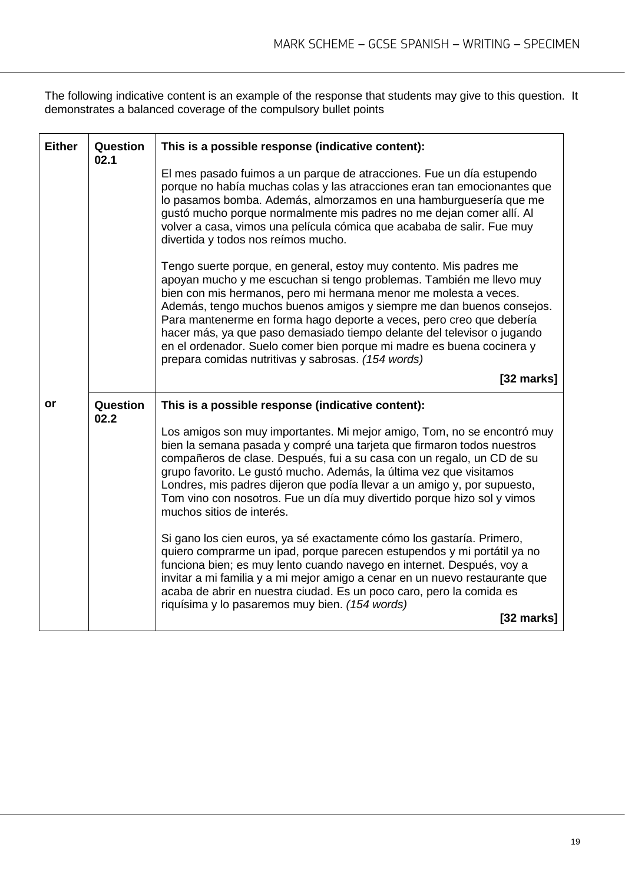The following indicative content is an example of the response that students may give to this question. It demonstrates a balanced coverage of the compulsory bullet points

| | | |
|---|---|---|
| **Either** | **Question 02.1** | **This is a possible response (indicative content):**<br><br>El mes pasado fuimos a un parque de atracciones. Fue un día estupendo porque no había muchas colas y las atracciones eran tan emocionantes que lo pasamos bomba. Además, almorzamos en una hamburguesería que me gustó mucho porque normalmente mis padres no me dejan comer allí. Al volver a casa, vimos una película cómica que acababa de salir. Fue muy divertida y todos nos reímos mucho.<br><br>Tengo suerte porque, en general, estoy muy contento. Mis padres me apoyan mucho y me escuchan si tengo problemas. También me llevo muy bien con mis hermanos, pero mi hermana menor me molesta a veces. Además, tengo muchos buenos amigos y siempre me dan buenos consejos. Para mantenerme en forma hago deporte a veces, pero creo que debería hacer más, ya que paso demasiado tiempo delante del televisor o jugando en el ordenador. Suelo comer bien porque mi madre es buena cocinera y prepara comidas nutritivas y sabrosas. *(154 words)*<br><br>**[32 marks]** |
| **or** | **Question 02.2** | **This is a possible response (indicative content):**<br><br>Los amigos son muy importantes. Mi mejor amigo, Tom, no se encontró muy bien la semana pasada y compré una tarjeta que firmaron todos nuestros compañeros de clase. Después, fui a su casa con un regalo, un CD de su grupo favorito. Le gustó mucho. Además, la última vez que visitamos Londres, mis padres dijeron que podía llevar a un amigo y, por supuesto, Tom vino con nosotros. Fue un día muy divertido porque hizo sol y vimos muchos sitios de interés.<br><br>Si gano los cien euros, ya sé exactamente cómo los gastaría. Primero, quiero comprarme un ipad, porque parecen estupendos y mi portátil ya no funciona bien; es muy lento cuando navego en internet. Después, voy a invitar a mi familia y a mi mejor amigo a cenar en un nuevo restaurante que acaba de abrir en nuestra ciudad. Es un poco caro, pero la comida es riquísima y lo pasaremos muy bien. *(154 words)*<br><br>**[32 marks]** |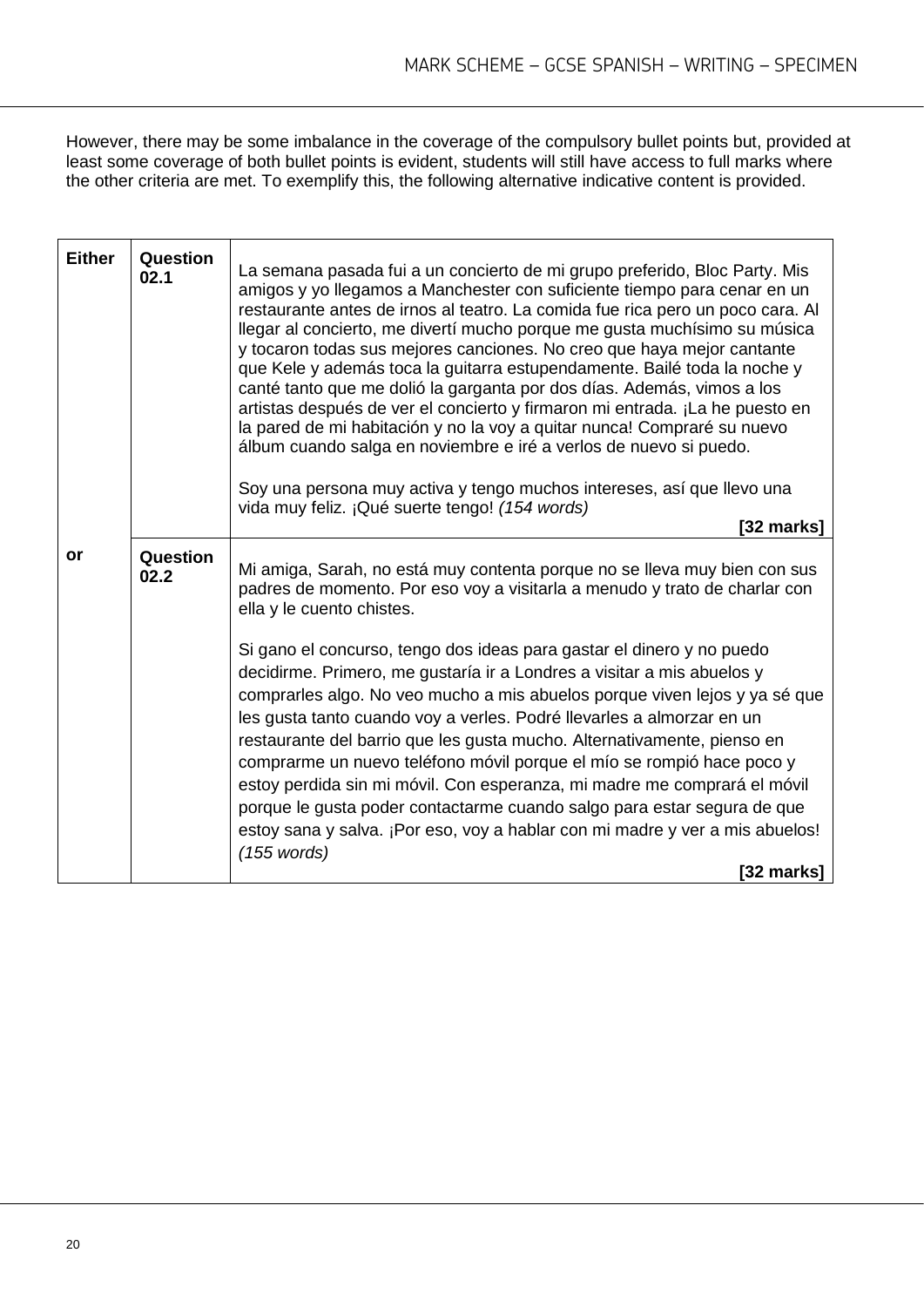However, there may be some imbalance in the coverage of the compulsory bullet points but, provided at least some coverage of both bullet points is evident, students will still have access to full marks where the other criteria are met. To exemplify this, the following alternative indicative content is provided.

| | | |
|---|---|---|
| **Either** | **Question 02.1** | La semana pasada fui a un concierto de mi grupo preferido, Bloc Party. Mis amigos y yo llegamos a Manchester con suficiente tiempo para cenar en un restaurante antes de irnos al teatro. La comida fue rica pero un poco cara. Al llegar al concierto, me divertí mucho porque me gusta muchísimo su música y tocaron todas sus mejores canciones. No creo que haya mejor cantante que Kele y además toca la guitarra estupendamente. Bailé toda la noche y canté tanto que me dolió la garganta por dos días. Además, vimos a los artistas después de ver el concierto y firmaron mi entrada. ¡La he puesto en la pared de mi habitación y no la voy a quitar nunca! Compraré su nuevo álbum cuando salga en noviembre e iré a verlos de nuevo si puedo.<br><br>Soy una persona muy activa y tengo muchos intereses, así que llevo una vida muy feliz. ¡Qué suerte tengo! *(154 words)*<br>**[32 marks]** |
| **or** | **Question 02.2** | Mi amiga, Sarah, no está muy contenta porque no se lleva muy bien con sus padres de momento. Por eso voy a visitarla a menudo y trato de charlar con ella y le cuento chistes.<br><br>Si gano el concurso, tengo dos ideas para gastar el dinero y no puedo decidirme. Primero, me gustaría ir a Londres a visitar a mis abuelos y comprarles algo. No veo mucho a mis abuelos porque viven lejos y ya sé que les gusta tanto cuando voy a verles. Podré llevarles a almorzar en un restaurante del barrio que les gusta mucho. Alternativamente, pienso en comprarme un nuevo teléfono móvil porque el mío se rompió hace poco y estoy perdida sin mi móvil. Con esperanza, mi madre me comprará el móvil porque le gusta poder contactarme cuando salgo para estar segura de que estoy sana y salva. ¡Por eso, voy a hablar con mi madre y ver a mis abuelos! *(155 words)*<br>**[32 marks]** |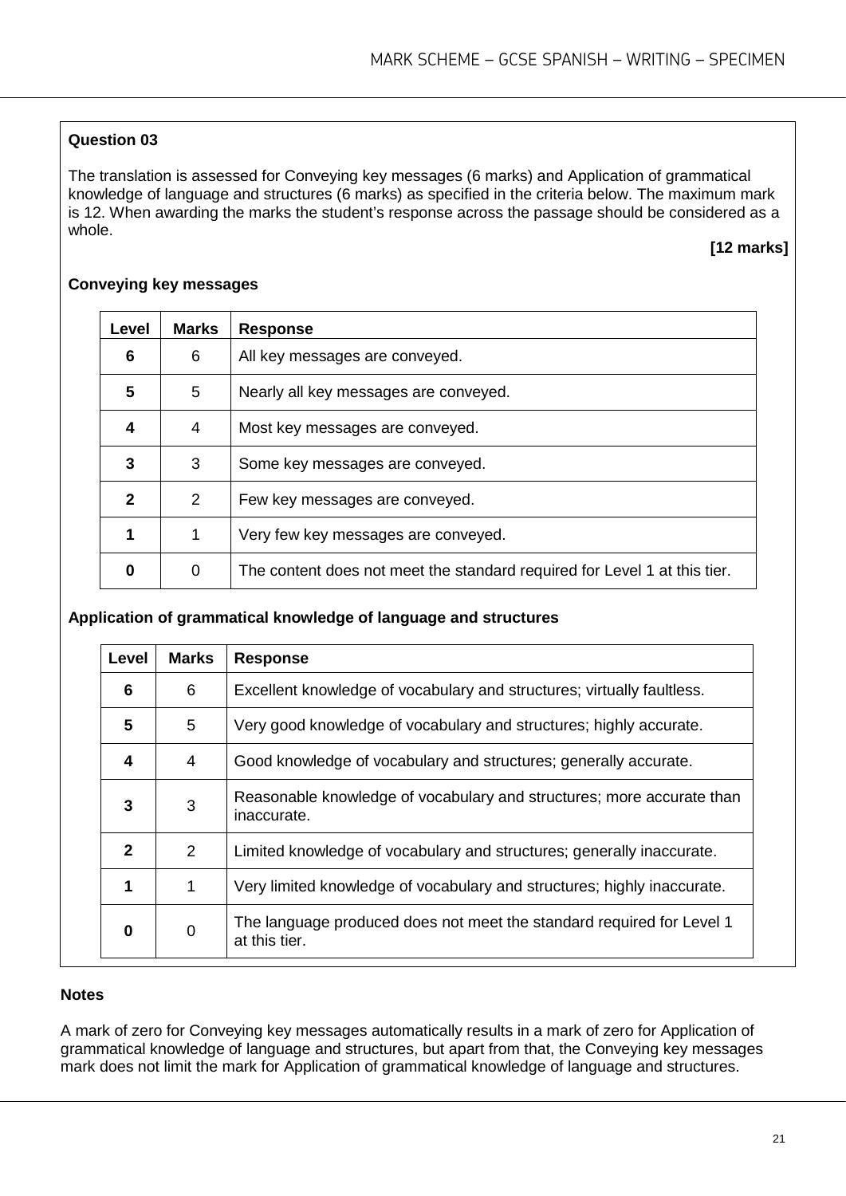**Question 03**

The translation is assessed for Conveying key messages (6 marks) and Application of grammatical knowledge of language and structures (6 marks) as specified in the criteria below. The maximum mark is 12. When awarding the marks the student's response across the passage should be considered as a whole.

**[12 marks]**

**Conveying key messages**

| Level | Marks | Response |
|---|---|---|
| **6** | 6 | All key messages are conveyed. |
| **5** | 5 | Nearly all key messages are conveyed. |
| **4** | 4 | Most key messages are conveyed. |
| **3** | 3 | Some key messages are conveyed. |
| **2** | 2 | Few key messages are conveyed. |
| **1** | 1 | Very few key messages are conveyed. |
| **0** | 0 | The content does not meet the standard required for Level 1 at this tier. |

**Application of grammatical knowledge of language and structures**

| Level | Marks | Response |
|---|---|---|
| **6** | 6 | Excellent knowledge of vocabulary and structures; virtually faultless. |
| **5** | 5 | Very good knowledge of vocabulary and structures; highly accurate. |
| **4** | 4 | Good knowledge of vocabulary and structures; generally accurate. |
| **3** | 3 | Reasonable knowledge of vocabulary and structures; more accurate than inaccurate. |
| **2** | 2 | Limited knowledge of vocabulary and structures; generally inaccurate. |
| **1** | 1 | Very limited knowledge of vocabulary and structures; highly inaccurate. |
| **0** | 0 | The language produced does not meet the standard required for Level 1 at this tier. |

**Notes**

A mark of zero for Conveying key messages automatically results in a mark of zero for Application of grammatical knowledge of language and structures, but apart from that, the Conveying key messages mark does not limit the mark for Application of grammatical knowledge of language and structures.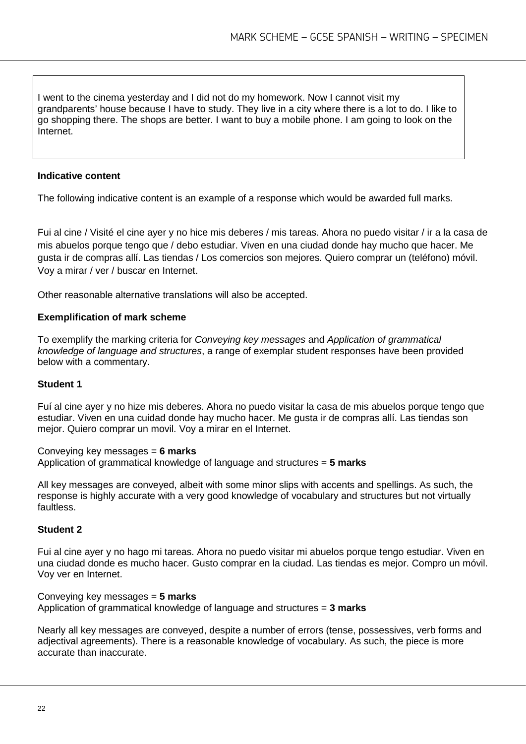I went to the cinema yesterday and I did not do my homework. Now I cannot visit my grandparents' house because I have to study. They live in a city where there is a lot to do. I like to go shopping there. The shops are better. I want to buy a mobile phone. I am going to look on the Internet.

**Indicative content**

The following indicative content is an example of a response which would be awarded full marks.

Fui al cine / Visité el cine ayer y no hice mis deberes / mis tareas. Ahora no puedo visitar / ir a la casa de mis abuelos porque tengo que / debo estudiar. Viven en una ciudad donde hay mucho que hacer. Me gusta ir de compras allí. Las tiendas / Los comercios son mejores. Quiero comprar un (teléfono) móvil. Voy a mirar / ver / buscar en Internet.

Other reasonable alternative translations will also be accepted.

**Exemplification of mark scheme**

To exemplify the marking criteria for *Conveying key messages* and *Application of grammatical knowledge of language and structures*, a range of exemplar student responses have been provided below with a commentary.

**Student 1**

Fuí al cine ayer y no hize mis deberes. Ahora no puedo visitar la casa de mis abuelos porque tengo que estudiar. Viven en una cuidad donde hay mucho hacer. Me gusta ir de compras allí. Las tiendas son mejor. Quiero comprar un movil. Voy a mirar en el Internet.

Conveying key messages = **6 marks**
Application of grammatical knowledge of language and structures = **5 marks**

All key messages are conveyed, albeit with some minor slips with accents and spellings. As such, the response is highly accurate with a very good knowledge of vocabulary and structures but not virtually faultless.

**Student 2**

Fui al cine ayer y no hago mi tareas. Ahora no puedo visitar mi abuelos porque tengo estudiar. Viven en una ciudad donde es mucho hacer. Gusto comprar en la ciudad. Las tiendas es mejor. Compro un móvil. Voy ver en Internet.

Conveying key messages = **5 marks**
Application of grammatical knowledge of language and structures = **3 marks**

Nearly all key messages are conveyed, despite a number of errors (tense, possessives, verb forms and adjectival agreements). There is a reasonable knowledge of vocabulary. As such, the piece is more accurate than inaccurate.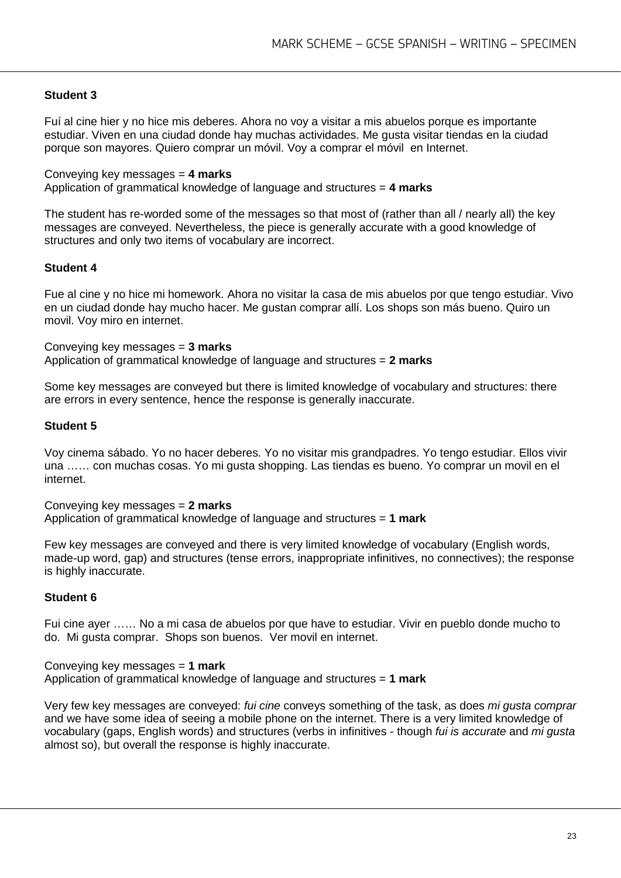**Student 3**

Fuí al cine hier y no hice mis deberes. Ahora no voy a visitar a mis abuelos porque es importante estudiar. Viven en una ciudad donde hay muchas actividades. Me gusta visitar tiendas en la ciudad porque son mayores. Quiero comprar un móvil. Voy a comprar el móvil en Internet.

Conveying key messages = **4 marks**
Application of grammatical knowledge of language and structures = **4 marks**

The student has re-worded some of the messages so that most of (rather than all / nearly all) the key messages are conveyed. Nevertheless, the piece is generally accurate with a good knowledge of structures and only two items of vocabulary are incorrect.

**Student 4**

Fue al cine y no hice mi homework. Ahora no visitar la casa de mis abuelos por que tengo estudiar. Vivo en un ciudad donde hay mucho hacer. Me gustan comprar allí. Los shops son más bueno. Quiro un movil. Voy miro en internet.

Conveying key messages = **3 marks**
Application of grammatical knowledge of language and structures = **2 marks**

Some key messages are conveyed but there is limited knowledge of vocabulary and structures: there are errors in every sentence, hence the response is generally inaccurate.

**Student 5**

Voy cinema sábado. Yo no hacer deberes. Yo no visitar mis grandpadres. Yo tengo estudiar. Ellos vivir una …… con muchas cosas. Yo mi gusta shopping. Las tiendas es bueno. Yo comprar un movil en el internet.

Conveying key messages = **2 marks**
Application of grammatical knowledge of language and structures = **1 mark**

Few key messages are conveyed and there is very limited knowledge of vocabulary (English words, made-up word, gap) and structures (tense errors, inappropriate infinitives, no connectives); the response is highly inaccurate.

**Student 6**

Fui cine ayer …… No a mi casa de abuelos por que have to estudiar. Vivir en pueblo donde mucho to do. Mi gusta comprar. Shops son buenos. Ver movil en internet.

Conveying key messages = **1 mark**
Application of grammatical knowledge of language and structures = **1 mark**

Very few key messages are conveyed: *fui cine* conveys something of the task, as does *mi gusta comprar* and we have some idea of seeing a mobile phone on the internet. There is a very limited knowledge of vocabulary (gaps, English words) and structures (verbs in infinitives - though *fui is accurate* and *mi gusta* almost so), but overall the response is highly inaccurate.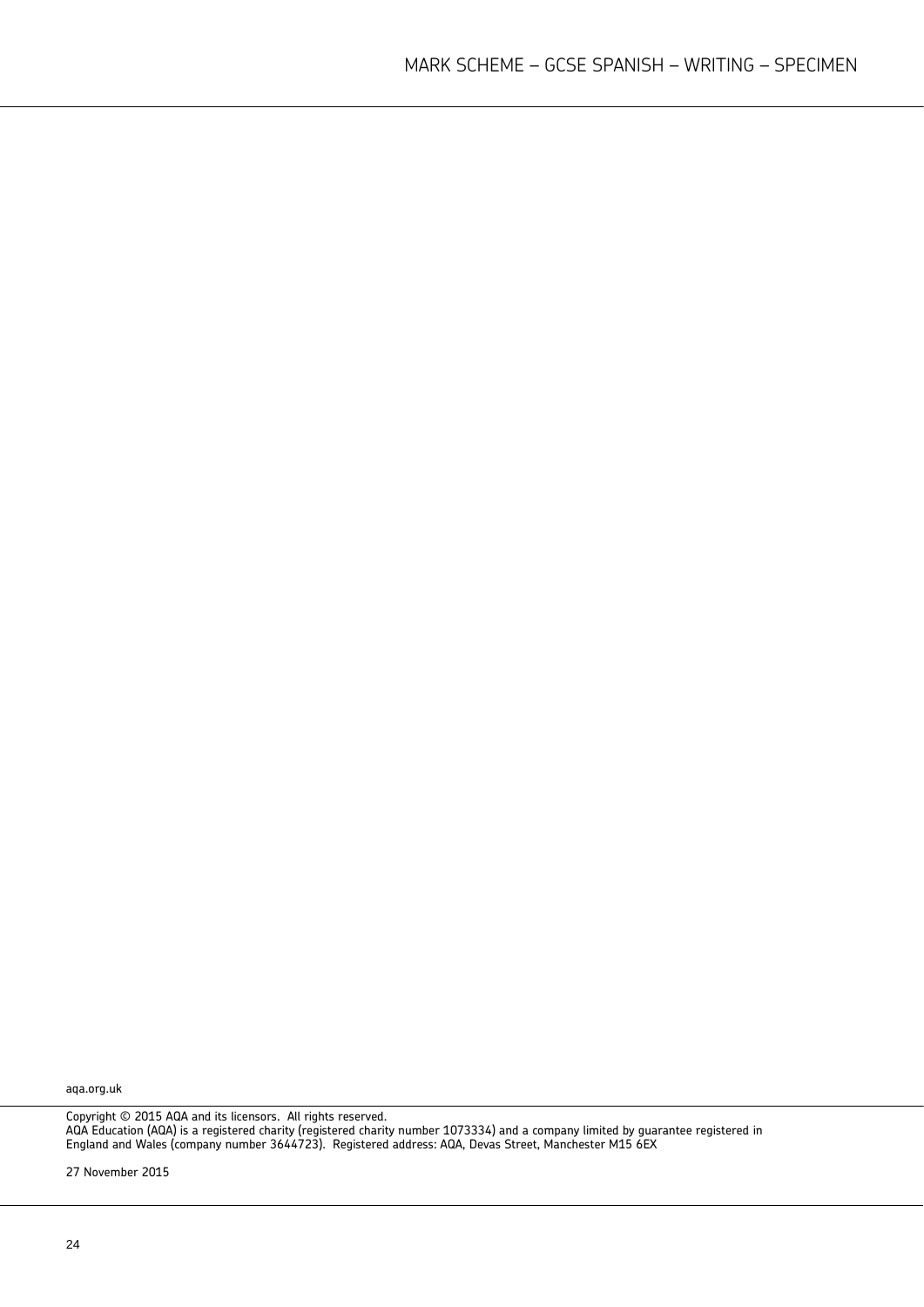aqa.org.uk

Copyright © 2015 AQA and its licensors. All rights reserved.
AQA Education (AQA) is a registered charity (registered charity number 1073334) and a company limited by guarantee registered in England and Wales (company number 3644723). Registered address: AQA, Devas Street, Manchester M15 6EX

27 November 2015